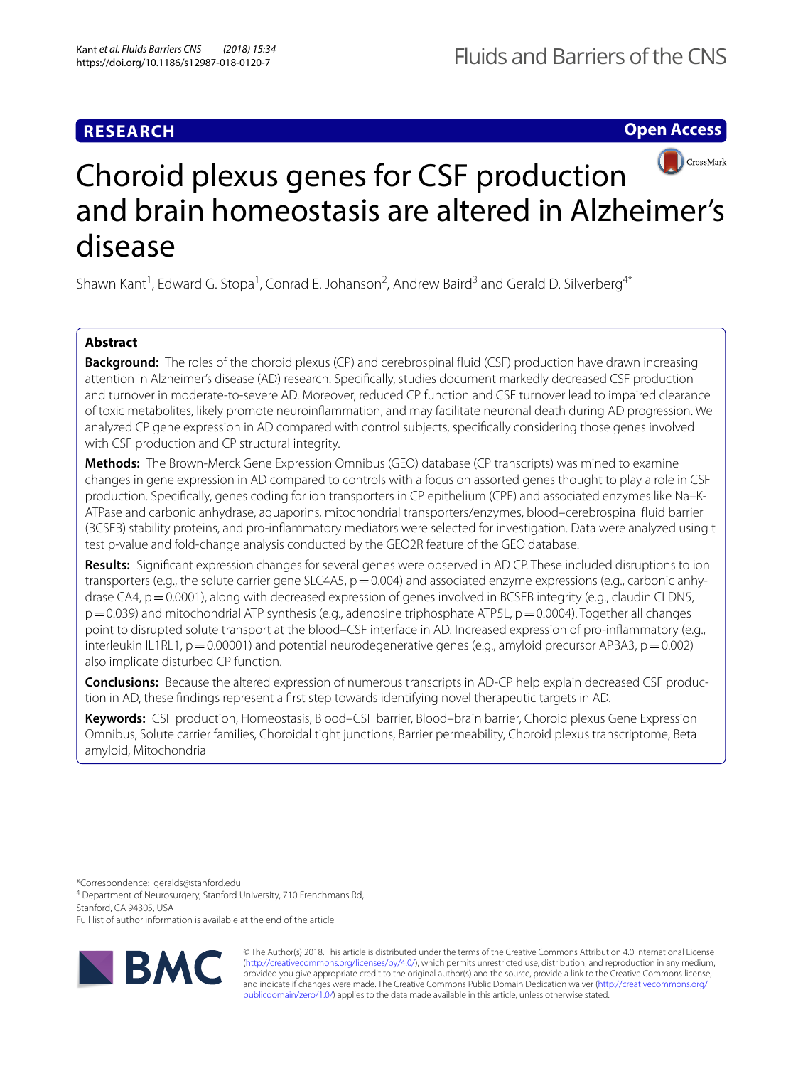**RESEARCH** **Open Access**

# Choroid plexus genes for CSF production and brain homeostasis are altered in Alzheimer's disease

Shawn Kant[1], Edward G. Stopa[1], Conrad E. Johanson[2], Andrew Baird[3] and Gerald D. Silverberg[4*]

## Abstract

**Background:** The roles of the choroid plexus (CP) and cerebrospinal fluid (CSF) production have drawn increasing attention in Alzheimer's disease (AD) research. Specifically, studies document markedly decreased CSF production and turnover in moderate-to-severe AD. Moreover, reduced CP function and CSF turnover lead to impaired clearance of toxic metabolites, likely promote neuroinflammation, and may facilitate neuronal death during AD progression. We analyzed CP gene expression in AD compared with control subjects, specifically considering those genes involved with CSF production and CP structural integrity.

**Methods:** The Brown-Merck Gene Expression Omnibus (GEO) database (CP transcripts) was mined to examine changes in gene expression in AD compared to controls with a focus on assorted genes thought to play a role in CSF production. Specifically, genes coding for ion transporters in CP epithelium (CPE) and associated enzymes like Na–K-ATPase and carbonic anhydrase, aquaporins, mitochondrial transporters/enzymes, blood–cerebrospinal fluid barrier (BCSFB) stability proteins, and pro-inflammatory mediators were selected for investigation. Data were analyzed using t test p-value and fold-change analysis conducted by the GEO2R feature of the GEO database.

**Results:** Significant expression changes for several genes were observed in AD CP. These included disruptions to ion transporters (e.g., the solute carrier gene SLC4A5, $p = 0.004$) and associated enzyme expressions (e.g., carbonic anhydrase CA4, $p = 0.0001$), along with decreased expression of genes involved in BCSFB integrity (e.g., claudin CLDN5, $p = 0.039$) and mitochondrial ATP synthesis (e.g., adenosine triphosphate ATP5L, $p = 0.0004$). Together all changes point to disrupted solute transport at the blood–CSF interface in AD. Increased expression of pro-inflammatory (e.g., interleukin IL1RL1, $p = 0.00001$) and potential neurodegenerative genes (e.g., amyloid precursor APBA3, $p = 0.002$) also implicate disturbed CP function.

**Conclusions:** Because the altered expression of numerous transcripts in AD-CP help explain decreased CSF production in AD, these findings represent a first step towards identifying novel therapeutic targets in AD.

**Keywords:** CSF production, Homeostasis, Blood–CSF barrier, Blood–brain barrier, Choroid plexus Gene Expression Omnibus, Solute carrier families, Choroidal tight junctions, Barrier permeability, Choroid plexus transcriptome, Beta amyloid, Mitochondria

*Correspondence: geralds@stanford.edu

[4] Department of Neurosurgery, Stanford University, 710 Frenchmans Rd, Stanford, CA 94305, USA

Full list of author information is available at the end of the article

© The Author(s) 2018. This article is distributed under the terms of the Creative Commons Attribution 4.0 International License (http://creativecommons.org/licenses/by/4.0/), which permits unrestricted use, distribution, and reproduction in any medium, provided you give appropriate credit to the original author(s) and the source, provide a link to the Creative Commons license, and indicate if changes were made. The Creative Commons Public Domain Dedication waiver (http://creativecommons.org/publicdomain/zero/1.0/) applies to the data made available in this article, unless otherwise stated.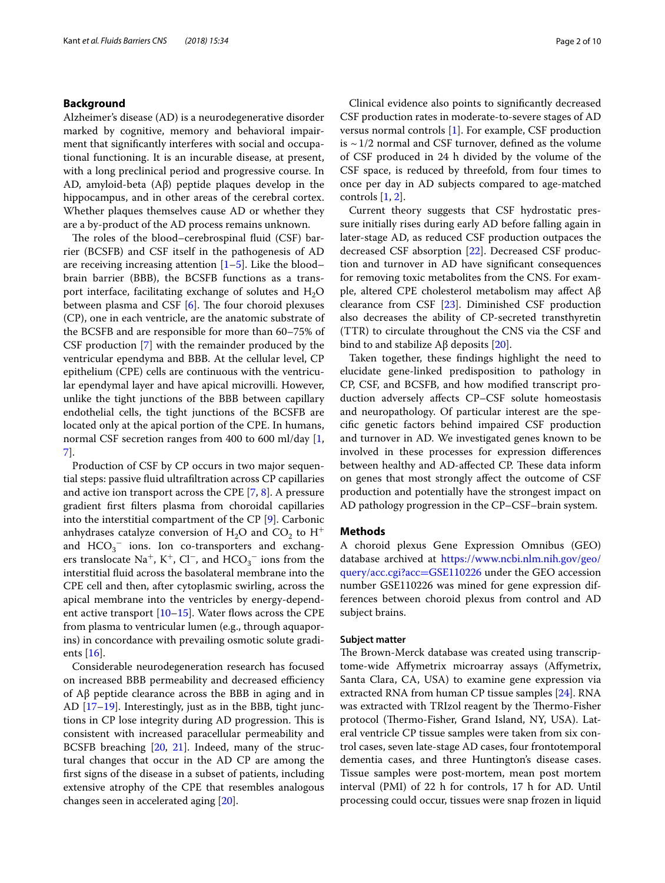## Background

Alzheimer's disease (AD) is a neurodegenerative disorder marked by cognitive, memory and behavioral impairment that significantly interferes with social and occupational functioning. It is an incurable disease, at present, with a long preclinical period and progressive course. In AD, amyloid-beta (Aβ) peptide plaques develop in the hippocampus, and in other areas of the cerebral cortex. Whether plaques themselves cause AD or whether they are a by-product of the AD process remains unknown.

The roles of the blood–cerebrospinal fluid (CSF) barrier (BCSFB) and CSF itself in the pathogenesis of AD are receiving increasing attention [1–5]. Like the blood–brain barrier (BBB), the BCSFB functions as a transport interface, facilitating exchange of solutes and $H_2O$ between plasma and CSF [6]. The four choroid plexuses (CP), one in each ventricle, are the anatomic substrate of the BCSFB and are responsible for more than 60–75% of CSF production [7] with the remainder produced by the ventricular ependyma and BBB. At the cellular level, CP epithelium (CPE) cells are continuous with the ventricular ependymal layer and have apical microvilli. However, unlike the tight junctions of the BBB between capillary endothelial cells, the tight junctions of the BCSFB are located only at the apical portion of the CPE. In humans, normal CSF secretion ranges from 400 to 600 ml/day [1, 7].

Production of CSF by CP occurs in two major sequential steps: passive fluid ultrafiltration across CP capillaries and active ion transport across the CPE [7, 8]. A pressure gradient first filters plasma from choroidal capillaries into the interstitial compartment of the CP [9]. Carbonic anhydrases catalyze conversion of $H_2O$ and $CO_2$ to $H^+$ and $HCO_3^-$ ions. Ion co-transporters and exchangers translocate $Na^+$, $K^+$, $Cl^-$, and $HCO_3^-$ ions from the interstitial fluid across the basolateral membrane into the CPE cell and then, after cytoplasmic swirling, across the apical membrane into the ventricles by energy-dependent active transport [10–15]. Water flows across the CPE from plasma to ventricular lumen (e.g., through aquaporins) in concordance with prevailing osmotic solute gradients [16].

Considerable neurodegeneration research has focused on increased BBB permeability and decreased efficiency of Aβ peptide clearance across the BBB in aging and in AD [17–19]. Interestingly, just as in the BBB, tight junctions in CP lose integrity during AD progression. This is consistent with increased paracellular permeability and BCSFB breaching [20, 21]. Indeed, many of the structural changes that occur in the AD CP are among the first signs of the disease in a subset of patients, including extensive atrophy of the CPE that resembles analogous changes seen in accelerated aging [20].

Clinical evidence also points to significantly decreased CSF production rates in moderate-to-severe stages of AD versus normal controls [1]. For example, CSF production is ~1/2 normal and CSF turnover, defined as the volume of CSF produced in 24 h divided by the volume of the CSF space, is reduced by threefold, from four times to once per day in AD subjects compared to age-matched controls [1, 2].

Current theory suggests that CSF hydrostatic pressure initially rises during early AD before falling again in later-stage AD, as reduced CSF production outpaces the decreased CSF absorption [22]. Decreased CSF production and turnover in AD have significant consequences for removing toxic metabolites from the CNS. For example, altered CPE cholesterol metabolism may affect Aβ clearance from CSF [23]. Diminished CSF production also decreases the ability of CP-secreted transthyretin (TTR) to circulate throughout the CNS via the CSF and bind to and stabilize Aβ deposits [20].

Taken together, these findings highlight the need to elucidate gene-linked predisposition to pathology in CP, CSF, and BCSFB, and how modified transcript production adversely affects CP–CSF solute homeostasis and neuropathology. Of particular interest are the specific genetic factors behind impaired CSF production and turnover in AD. We investigated genes known to be involved in these processes for expression differences between healthy and AD-affected CP. These data inform on genes that most strongly affect the outcome of CSF production and potentially have the strongest impact on AD pathology progression in the CP–CSF–brain system.

## Methods

A choroid plexus Gene Expression Omnibus (GEO) database archived at https://www.ncbi.nlm.nih.gov/geo/query/acc.cgi?acc=GSE110226 under the GEO accession number GSE110226 was mined for gene expression differences between choroid plexus from control and AD subject brains.

### Subject matter

The Brown-Merck database was created using transcriptome-wide Affymetrix microarray assays (Affymetrix, Santa Clara, CA, USA) to examine gene expression via extracted RNA from human CP tissue samples [24]. RNA was extracted with TRIzol reagent by the Thermo-Fisher protocol (Thermo-Fisher, Grand Island, NY, USA). Lateral ventricle CP tissue samples were taken from six control cases, seven late-stage AD cases, four frontotemporal dementia cases, and three Huntington's disease cases. Tissue samples were post-mortem, mean post mortem interval (PMI) of 22 h for controls, 17 h for AD. Until processing could occur, tissues were snap frozen in liquid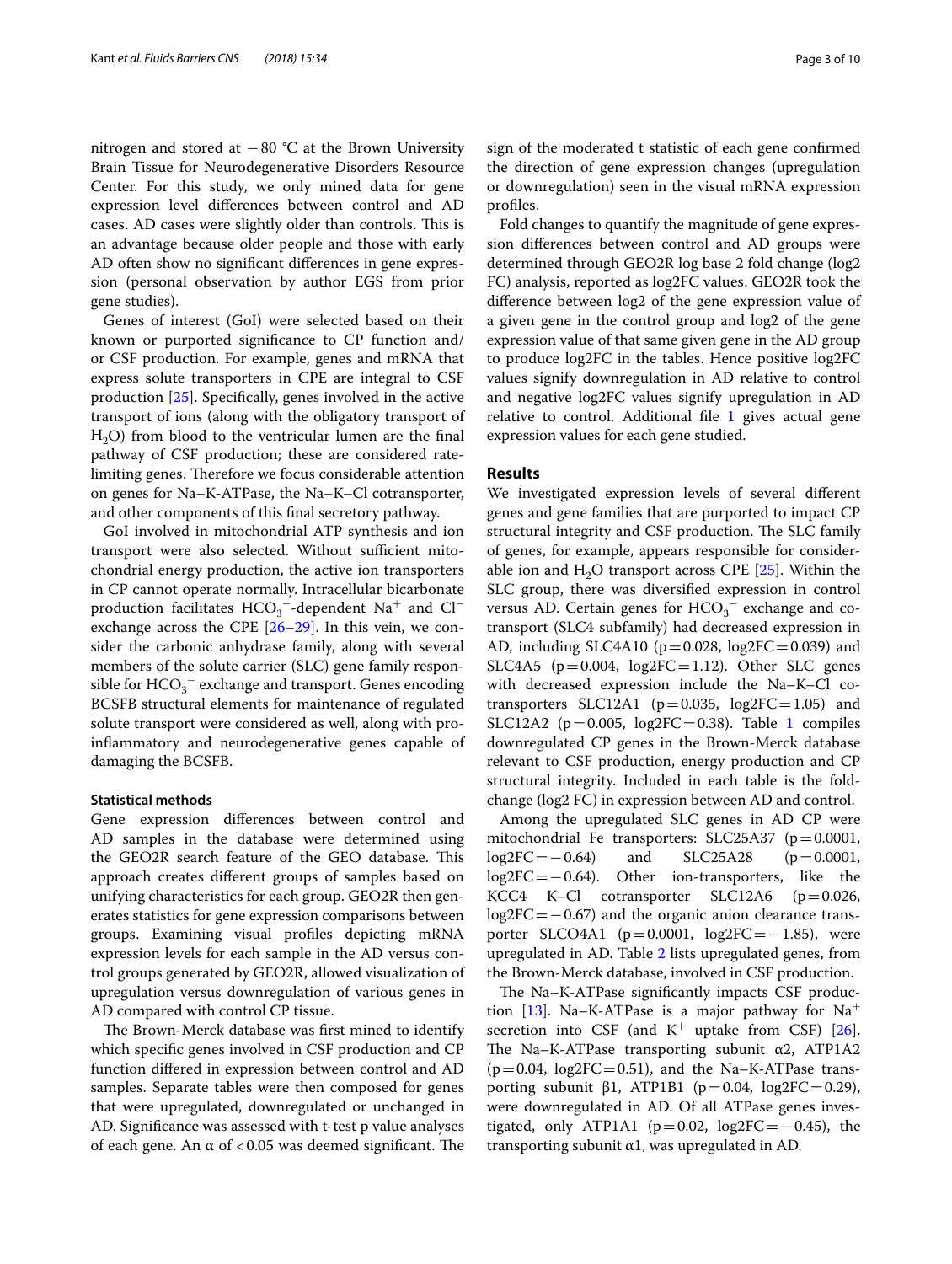nitrogen and stored at −80 °C at the Brown University Brain Tissue for Neurodegenerative Disorders Resource Center. For this study, we only mined data for gene expression level differences between control and AD cases. AD cases were slightly older than controls. This is an advantage because older people and those with early AD often show no significant differences in gene expression (personal observation by author EGS from prior gene studies).

Genes of interest (GoI) were selected based on their known or purported significance to CP function and/or CSF production. For example, genes and mRNA that express solute transporters in CPE are integral to CSF production [25]. Specifically, genes involved in the active transport of ions (along with the obligatory transport of $H_2O$) from blood to the ventricular lumen are the final pathway of CSF production; these are considered rate-limiting genes. Therefore we focus considerable attention on genes for Na–K-ATPase, the Na–K–Cl cotransporter, and other components of this final secretory pathway.

GoI involved in mitochondrial ATP synthesis and ion transport were also selected. Without sufficient mitochondrial energy production, the active ion transporters in CP cannot operate normally. Intracellular bicarbonate production facilitates $HCO_3^-$-dependent $Na^+$ and $Cl^-$ exchange across the CPE [26–29]. In this vein, we consider the carbonic anhydrase family, along with several members of the solute carrier (SLC) gene family responsible for $HCO_3^-$ exchange and transport. Genes encoding BCSFB structural elements for maintenance of regulated solute transport were considered as well, along with pro-inflammatory and neurodegenerative genes capable of damaging the BCSFB.

#### Statistical methods

Gene expression differences between control and AD samples in the database were determined using the GEO2R search feature of the GEO database. This approach creates different groups of samples based on unifying characteristics for each group. GEO2R then generates statistics for gene expression comparisons between groups. Examining visual profiles depicting mRNA expression levels for each sample in the AD versus control groups generated by GEO2R, allowed visualization of upregulation versus downregulation of various genes in AD compared with control CP tissue.

The Brown-Merck database was first mined to identify which specific genes involved in CSF production and CP function differed in expression between control and AD samples. Separate tables were then composed for genes that were upregulated, downregulated or unchanged in AD. Significance was assessed with t-test p value analyses of each gene. An $\alpha$ of $<0.05$ was deemed significant. The sign of the moderated t statistic of each gene confirmed the direction of gene expression changes (upregulation or downregulation) seen in the visual mRNA expression profiles.

Fold changes to quantify the magnitude of gene expression differences between control and AD groups were determined through GEO2R log base 2 fold change (log2 FC) analysis, reported as log2FC values. GEO2R took the difference between log2 of the gene expression value of a given gene in the control group and log2 of the gene expression value of that same given gene in the AD group to produce log2FC in the tables. Hence positive log2FC values signify downregulation in AD relative to control and negative log2FC values signify upregulation in AD relative to control. Additional file 1 gives actual gene expression values for each gene studied.

## Results

We investigated expression levels of several different genes and gene families that are purported to impact CP structural integrity and CSF production. The SLC family of genes, for example, appears responsible for considerable ion and $H_2O$ transport across CPE [25]. Within the SLC group, there was diversified expression in control versus AD. Certain genes for $HCO_3^-$ exchange and cotransport (SLC4 subfamily) had decreased expression in AD, including SLC4A10 ($p=0.028$, log2FC $=0.039$) and SLC4A5 ($p=0.004$, log2FC $=1.12$). Other SLC genes with decreased expression include the Na–K–Cl cotransporters SLC12A1 ($p=0.035$, log2FC $=1.05$) and SLC12A2 ($p=0.005$, log2FC $=0.38$). Table 1 compiles downregulated CP genes in the Brown-Merck database relevant to CSF production, energy production and CP structural integrity. Included in each table is the fold-change (log2 FC) in expression between AD and control.

Among the upregulated SLC genes in AD CP were mitochondrial Fe transporters: SLC25A37 ($p=0.0001$, log2FC $=-0.64$) and SLC25A28 ($p=0.0001$, log2FC $=-0.64$). Other ion-transporters, like the KCC4 K–Cl cotransporter SLC12A6 ($p=0.026$, log2FC $=-0.67$) and the organic anion clearance transporter SLCO4A1 ($p=0.0001$, log2FC $=-1.85$), were upregulated in AD. Table 2 lists upregulated genes, from the Brown-Merck database, involved in CSF production.

The Na–K-ATPase significantly impacts CSF production [13]. Na–K-ATPase is a major pathway for $Na^+$ secretion into CSF (and $K^+$ uptake from CSF) [26]. The Na–K-ATPase transporting subunit $\alpha 2$, ATP1A2 ($p=0.04$, log2FC $=0.51$), and the Na–K-ATPase transporting subunit $\beta 1$, ATP1B1 ($p=0.04$, log2FC $=0.29$), were downregulated in AD. Of all ATPase genes investigated, only ATP1A1 ($p=0.02$, log2FC $=-0.45$), the transporting subunit $\alpha 1$, was upregulated in AD.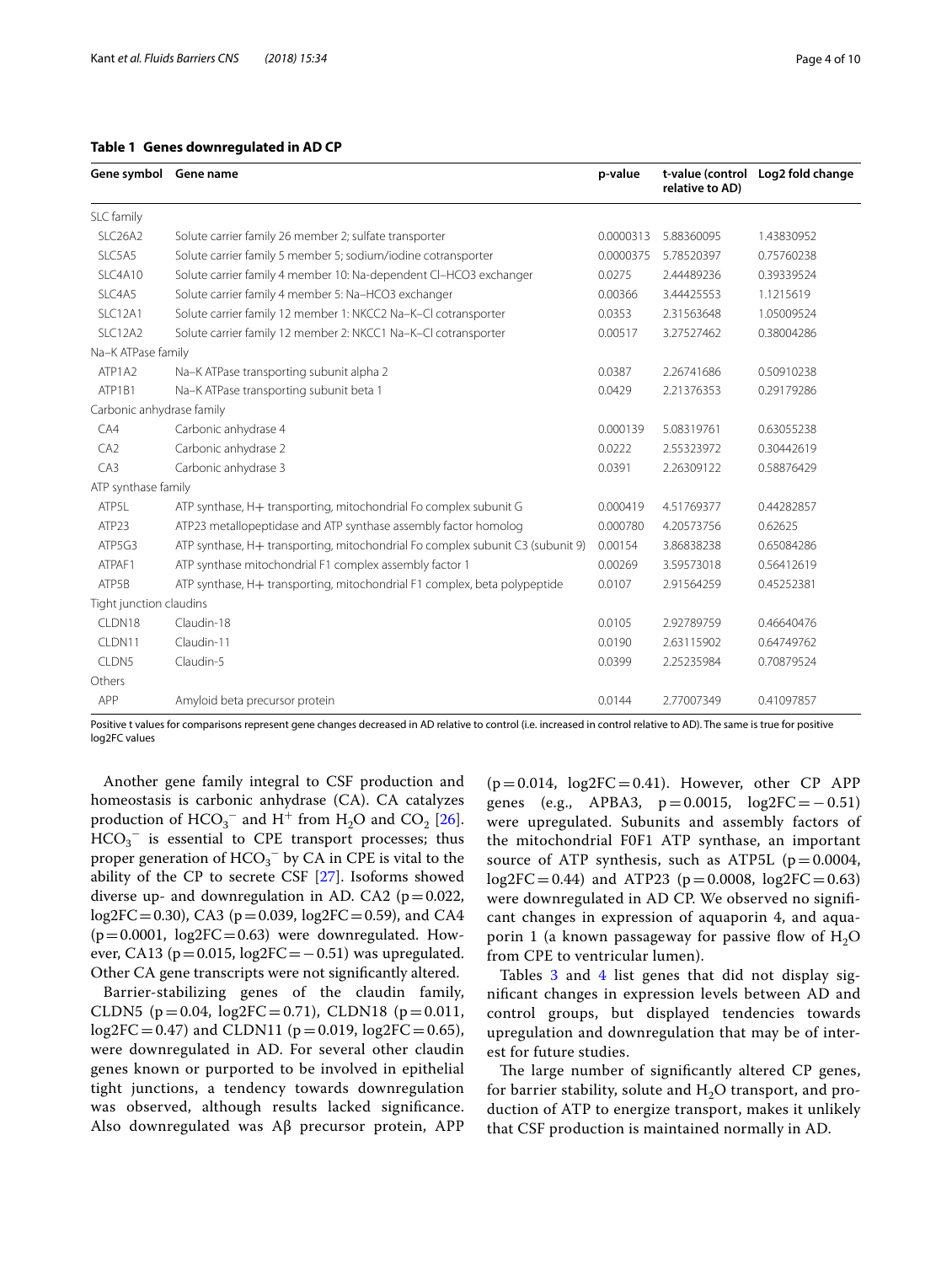**Table 1 Genes downregulated in AD CP**

| Gene symbol | Gene name | p-value | t-value (control relative to AD) | Log2 fold change |
|---|---|---|---|---|
| SLC family | | | | |
| SLC26A2 | Solute carrier family 26 member 2; sulfate transporter | 0.0000313 | 5.88360095 | 1.43830952 |
| SLC5A5 | Solute carrier family 5 member 5; sodium/iodine cotransporter | 0.0000375 | 5.78520397 | 0.75760238 |
| SLC4A10 | Solute carrier family 4 member 10: Na-dependent Cl–HCO3 exchanger | 0.0275 | 2.44489236 | 0.39339524 |
| SLC4A5 | Solute carrier family 4 member 5: Na–HCO3 exchanger | 0.00366 | 3.44425553 | 1.1215619 |
| SLC12A1 | Solute carrier family 12 member 1: NKCC2 Na–K–Cl cotransporter | 0.0353 | 2.31563648 | 1.05009524 |
| SLC12A2 | Solute carrier family 12 member 2: NKCC1 Na–K–Cl cotransporter | 0.00517 | 3.27527462 | 0.38004286 |
| Na–K ATPase family | | | | |
| ATP1A2 | Na–K ATPase transporting subunit alpha 2 | 0.0387 | 2.26741686 | 0.50910238 |
| ATP1B1 | Na–K ATPase transporting subunit beta 1 | 0.0429 | 2.21376353 | 0.29179286 |
| Carbonic anhydrase family | | | | |
| CA4 | Carbonic anhydrase 4 | 0.000139 | 5.08319761 | 0.63055238 |
| CA2 | Carbonic anhydrase 2 | 0.0222 | 2.55323972 | 0.30442619 |
| CA3 | Carbonic anhydrase 3 | 0.0391 | 2.26309122 | 0.58876429 |
| ATP synthase family | | | | |
| ATP5L | ATP synthase, H+ transporting, mitochondrial Fo complex subunit G | 0.000419 | 4.51769377 | 0.44282857 |
| ATP23 | ATP23 metallopeptidase and ATP synthase assembly factor homolog | 0.000780 | 4.20573756 | 0.62625 |
| ATP5G3 | ATP synthase, H+ transporting, mitochondrial Fo complex subunit C3 (subunit 9) | 0.00154 | 3.86838238 | 0.65084286 |
| ATPAF1 | ATP synthase mitochondrial F1 complex assembly factor 1 | 0.00269 | 3.59573018 | 0.56412619 |
| ATP5B | ATP synthase, H+ transporting, mitochondrial F1 complex, beta polypeptide | 0.0107 | 2.91564259 | 0.45252381 |
| Tight junction claudins | | | | |
| CLDN18 | Claudin-18 | 0.0105 | 2.92789759 | 0.46640476 |
| CLDN11 | Claudin-11 | 0.0190 | 2.63115902 | 0.64749762 |
| CLDN5 | Claudin-5 | 0.0399 | 2.25235984 | 0.70879524 |
| Others | | | | |
| APP | Amyloid beta precursor protein | 0.0144 | 2.77007349 | 0.41097857 |

Positive t values for comparisons represent gene changes decreased in AD relative to control (i.e. increased in control relative to AD). The same is true for positive log2FC values

Another gene family integral to CSF production and homeostasis is carbonic anhydrase (CA). CA catalyzes production of $HCO_3^-$ and $H^+$ from $H_2O$ and $CO_2$ [26]. $HCO_3^-$ is essential to CPE transport processes; thus proper generation of $HCO_3^-$ by CA in CPE is vital to the ability of the CP to secrete CSF [27]. Isoforms showed diverse up- and downregulation in AD. CA2 ($p=0.022$, $\log2FC=0.30$), CA3 ($p=0.039$, $\log2FC=0.59$), and CA4 ($p=0.0001$, $\log2FC=0.63$) were downregulated. However, CA13 ($p=0.015$, $\log2FC=-0.51$) was upregulated. Other CA gene transcripts were not significantly altered.

Barrier-stabilizing genes of the claudin family, CLDN5 ($p=0.04$, $\log2FC=0.71$), CLDN18 ($p=0.011$, $\log2FC=0.47$) and CLDN11 ($p=0.019$, $\log2FC=0.65$), were downregulated in AD. For several other claudin genes known or purported to be involved in epithelial tight junctions, a tendency towards downregulation was observed, although results lacked significance. Also downregulated was Aβ precursor protein, APP ($p=0.014$, $\log2FC=0.41$). However, other CP APP genes (e.g., APBA3, $p=0.0015$, $\log2FC=-0.51$) were upregulated. Subunits and assembly factors of the mitochondrial F0F1 ATP synthase, an important source of ATP synthesis, such as ATP5L ($p=0.0004$, $\log2FC=0.44$) and ATP23 ($p=0.0008$, $\log2FC=0.63$) were downregulated in AD CP. We observed no significant changes in expression of aquaporin 4, and aquaporin 1 (a known passageway for passive flow of $H_2O$ from CPE to ventricular lumen).

Tables 3 and 4 list genes that did not display significant changes in expression levels between AD and control groups, but displayed tendencies towards upregulation and downregulation that may be of interest for future studies.

The large number of significantly altered CP genes, for barrier stability, solute and $H_2O$ transport, and production of ATP to energize transport, makes it unlikely that CSF production is maintained normally in AD.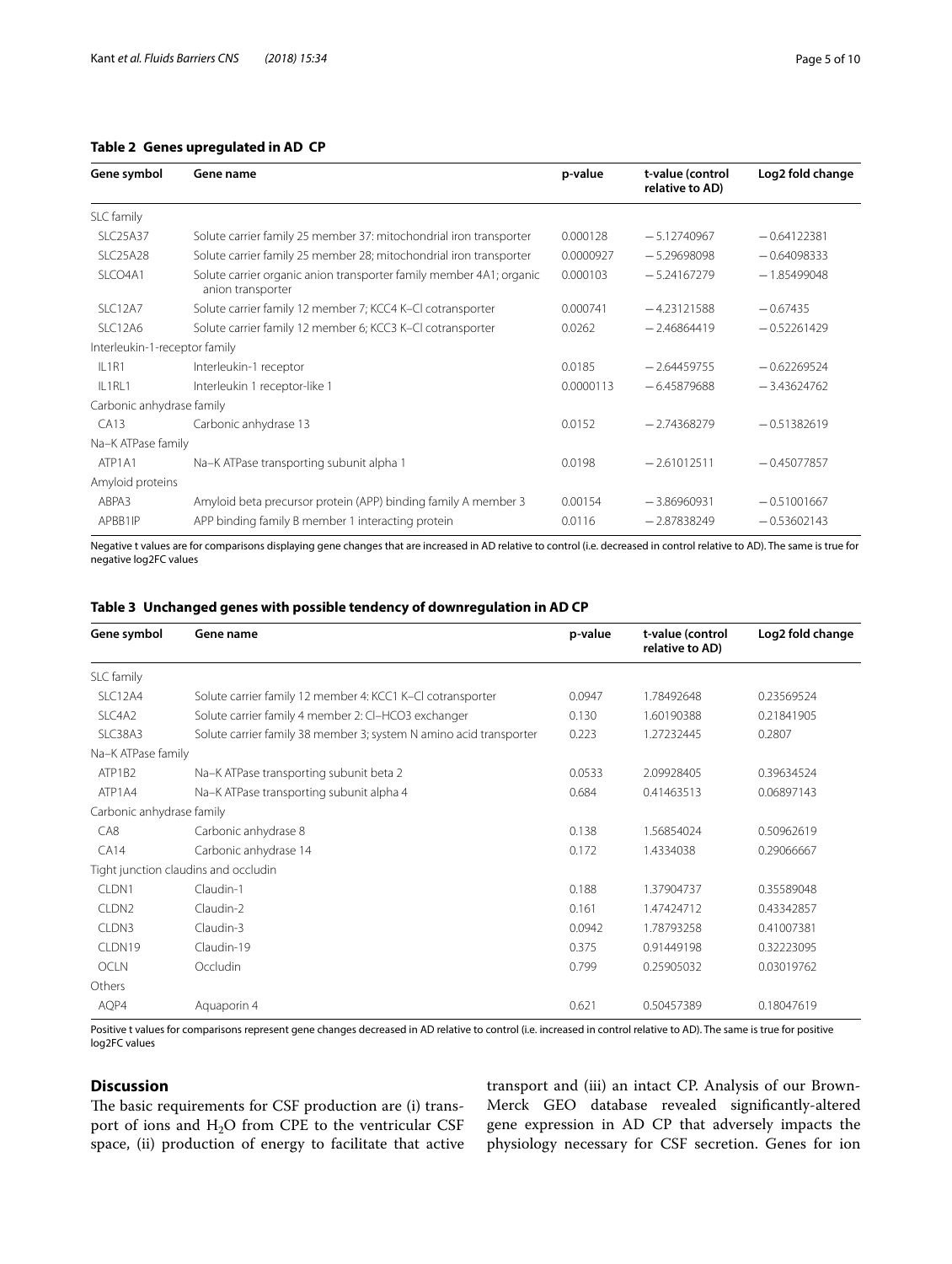**Table 2 Genes upregulated in AD CP**

| Gene symbol | Gene name | p-value | t-value (control relative to AD) | Log2 fold change |
|---|---|---|---|---|
| SLC family | | | | |
| SLC25A37 | Solute carrier family 25 member 37: mitochondrial iron transporter | 0.000128 | −5.12740967 | −0.64122381 |
| SLC25A28 | Solute carrier family 25 member 28; mitochondrial iron transporter | 0.0000927 | −5.29698098 | −0.64098333 |
| SLCO4A1 | Solute carrier organic anion transporter family member 4A1; organic anion transporter | 0.000103 | −5.24167279 | −1.85499048 |
| SLC12A7 | Solute carrier family 12 member 7; KCC4 K–Cl cotransporter | 0.000741 | −4.23121588 | −0.67435 |
| SLC12A6 | Solute carrier family 12 member 6; KCC3 K–Cl cotransporter | 0.0262 | −2.46864419 | −0.52261429 |
| Interleukin-1-receptor family | | | | |
| IL1R1 | Interleukin-1 receptor | 0.0185 | −2.64459755 | −0.62269524 |
| IL1RL1 | Interleukin 1 receptor-like 1 | 0.0000113 | −6.45879688 | −3.43624762 |
| Carbonic anhydrase family | | | | |
| CA13 | Carbonic anhydrase 13 | 0.0152 | −2.74368279 | −0.51382619 |
| Na–K ATPase family | | | | |
| ATP1A1 | Na–K ATPase transporting subunit alpha 1 | 0.0198 | −2.61012511 | −0.45077857 |
| Amyloid proteins | | | | |
| ABPA3 | Amyloid beta precursor protein (APP) binding family A member 3 | 0.00154 | −3.86960931 | −0.51001667 |
| APBB1IP | APP binding family B member 1 interacting protein | 0.0116 | −2.87838249 | −0.53602143 |

Negative t values are for comparisons displaying gene changes that are increased in AD relative to control (i.e. decreased in control relative to AD). The same is true for negative log2FC values

**Table 3 Unchanged genes with possible tendency of downregulation in AD CP**

| Gene symbol | Gene name | p-value | t-value (control relative to AD) | Log2 fold change |
|---|---|---|---|---|
| SLC family | | | | |
| SLC12A4 | Solute carrier family 12 member 4: KCC1 K–Cl cotransporter | 0.0947 | 1.78492648 | 0.23569524 |
| SLC4A2 | Solute carrier family 4 member 2: Cl–HCO3 exchanger | 0.130 | 1.60190388 | 0.21841905 |
| SLC38A3 | Solute carrier family 38 member 3; system N amino acid transporter | 0.223 | 1.27232445 | 0.2807 |
| Na–K ATPase family | | | | |
| ATP1B2 | Na–K ATPase transporting subunit beta 2 | 0.0533 | 2.09928405 | 0.39634524 |
| ATP1A4 | Na–K ATPase transporting subunit alpha 4 | 0.684 | 0.41463513 | 0.06897143 |
| Carbonic anhydrase family | | | | |
| CA8 | Carbonic anhydrase 8 | 0.138 | 1.56854024 | 0.50962619 |
| CA14 | Carbonic anhydrase 14 | 0.172 | 1.4334038 | 0.29066667 |
| Tight junction claudins and occludin | | | | |
| CLDN1 | Claudin-1 | 0.188 | 1.37904737 | 0.35589048 |
| CLDN2 | Claudin-2 | 0.161 | 1.47424712 | 0.43342857 |
| CLDN3 | Claudin-3 | 0.0942 | 1.78793258 | 0.41007381 |
| CLDN19 | Claudin-19 | 0.375 | 0.91449198 | 0.32223095 |
| OCLN | Occludin | 0.799 | 0.25905032 | 0.03019762 |
| Others | | | | |
| AQP4 | Aquaporin 4 | 0.621 | 0.50457389 | 0.18047619 |

Positive t values for comparisons represent gene changes decreased in AD relative to control (i.e. increased in control relative to AD). The same is true for positive log2FC values

## Discussion

The basic requirements for CSF production are (i) transport of ions and $H_2O$ from CPE to the ventricular CSF space, (ii) production of energy to facilitate that active transport and (iii) an intact CP. Analysis of our Brown-Merck GEO database revealed significantly-altered gene expression in AD CP that adversely impacts the physiology necessary for CSF secretion. Genes for ion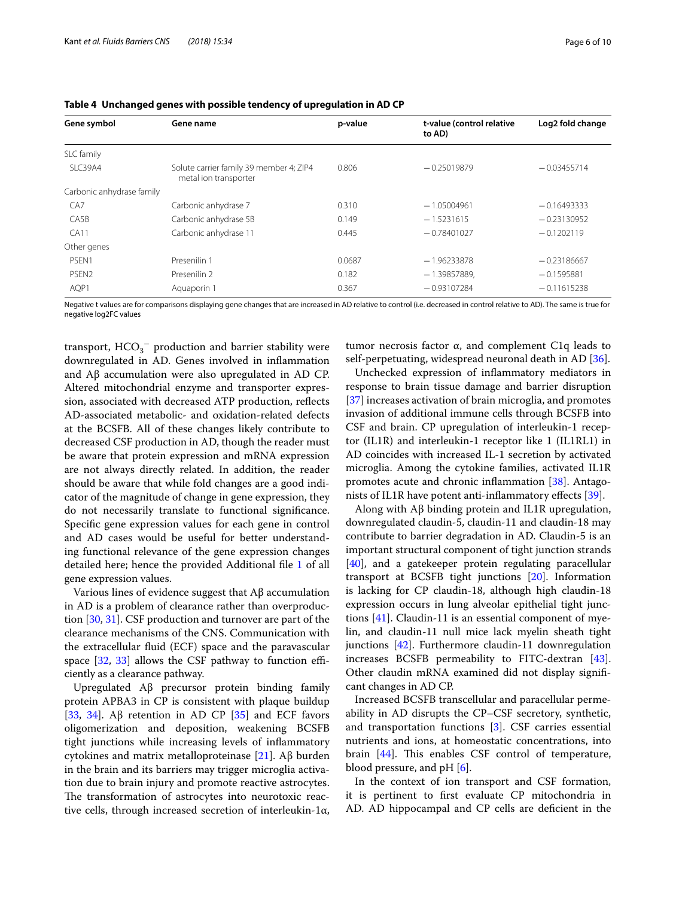**Table 4 Unchanged genes with possible tendency of upregulation in AD CP**

| Gene symbol | Gene name | p-value | t-value (control relative to AD) | Log2 fold change |
|---|---|---|---|---|
| SLC family | | | | |
| SLC39A4 | Solute carrier family 39 member 4; ZIP4 metal ion transporter | 0.806 | −0.25019879 | −0.03455714 |
| Carbonic anhydrase family | | | | |
| CA7 | Carbonic anhydrase 7 | 0.310 | −1.05004961 | −0.16493333 |
| CA5B | Carbonic anhydrase 5B | 0.149 | −1.5231615 | −0.23130952 |
| CA11 | Carbonic anhydrase 11 | 0.445 | −0.78401027 | −0.1202119 |
| Other genes | | | | |
| PSEN1 | Presenilin 1 | 0.0687 | −1.96233878 | −0.23186667 |
| PSEN2 | Presenilin 2 | 0.182 | −1.39857889, | −0.1595881 |
| AQP1 | Aquaporin 1 | 0.367 | −0.93107284 | −0.11615238 |

Negative t values are for comparisons displaying gene changes that are increased in AD relative to control (i.e. decreased in control relative to AD). The same is true for negative log2FC values

transport, $HCO_3^-$ production and barrier stability were downregulated in AD. Genes involved in inflammation and Aβ accumulation were also upregulated in AD CP. Altered mitochondrial enzyme and transporter expression, associated with decreased ATP production, reflects AD-associated metabolic- and oxidation-related defects at the BCSFB. All of these changes likely contribute to decreased CSF production in AD, though the reader must be aware that protein expression and mRNA expression are not always directly related. In addition, the reader should be aware that while fold changes are a good indicator of the magnitude of change in gene expression, they do not necessarily translate to functional significance. Specific gene expression values for each gene in control and AD cases would be useful for better understanding functional relevance of the gene expression changes detailed here; hence the provided Additional file 1 of all gene expression values.

Various lines of evidence suggest that Aβ accumulation in AD is a problem of clearance rather than overproduction [30, 31]. CSF production and turnover are part of the clearance mechanisms of the CNS. Communication with the extracellular fluid (ECF) space and the paravascular space [32, 33] allows the CSF pathway to function efficiently as a clearance pathway.

Upregulated Aβ precursor protein binding family protein APBA3 in CP is consistent with plaque buildup [33, 34]. Aβ retention in AD CP [35] and ECF favors oligomerization and deposition, weakening BCSFB tight junctions while increasing levels of inflammatory cytokines and matrix metalloproteinase [21]. Aβ burden in the brain and its barriers may trigger microglia activation due to brain injury and promote reactive astrocytes. The transformation of astrocytes into neurotoxic reactive cells, through increased secretion of interleukin-1α, tumor necrosis factor α, and complement C1q leads to self-perpetuating, widespread neuronal death in AD [36].

Unchecked expression of inflammatory mediators in response to brain tissue damage and barrier disruption [37] increases activation of brain microglia, and promotes invasion of additional immune cells through BCSFB into CSF and brain. CP upregulation of interleukin-1 receptor (IL1R) and interleukin-1 receptor like 1 (IL1RL1) in AD coincides with increased IL-1 secretion by activated microglia. Among the cytokine families, activated IL1R promotes acute and chronic inflammation [38]. Antagonists of IL1R have potent anti-inflammatory effects [39].

Along with Aβ binding protein and IL1R upregulation, downregulated claudin-5, claudin-11 and claudin-18 may contribute to barrier degradation in AD. Claudin-5 is an important structural component of tight junction strands [40], and a gatekeeper protein regulating paracellular transport at BCSFB tight junctions [20]. Information is lacking for CP claudin-18, although high claudin-18 expression occurs in lung alveolar epithelial tight junctions [41]. Claudin-11 is an essential component of myelin, and claudin-11 null mice lack myelin sheath tight junctions [42]. Furthermore claudin-11 downregulation increases BCSFB permeability to FITC-dextran [43]. Other claudin mRNA examined did not display significant changes in AD CP.

Increased BCSFB transcellular and paracellular permeability in AD disrupts the CP–CSF secretory, synthetic, and transportation functions [3]. CSF carries essential nutrients and ions, at homeostatic concentrations, into brain [44]. This enables CSF control of temperature, blood pressure, and pH [6].

In the context of ion transport and CSF formation, it is pertinent to first evaluate CP mitochondria in AD. AD hippocampal and CP cells are deficient in the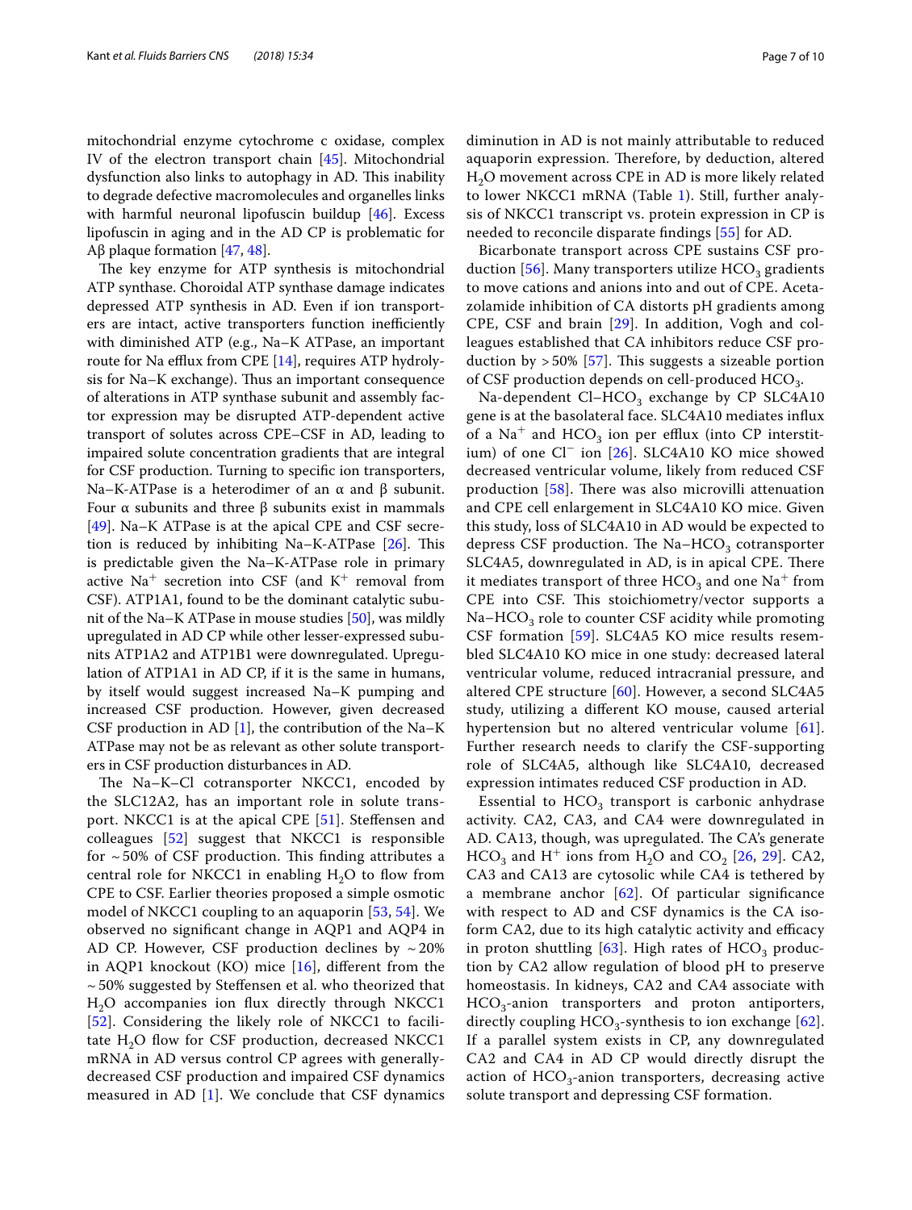mitochondrial enzyme cytochrome c oxidase, complex IV of the electron transport chain [45]. Mitochondrial dysfunction also links to autophagy in AD. This inability to degrade defective macromolecules and organelles links with harmful neuronal lipofuscin buildup [46]. Excess lipofuscin in aging and in the AD CP is problematic for Aβ plaque formation [47, 48].

The key enzyme for ATP synthesis is mitochondrial ATP synthase. Choroidal ATP synthase damage indicates depressed ATP synthesis in AD. Even if ion transporters are intact, active transporters function inefficiently with diminished ATP (e.g., Na–K ATPase, an important route for Na efflux from CPE [14], requires ATP hydrolysis for Na–K exchange). Thus an important consequence of alterations in ATP synthase subunit and assembly factor expression may be disrupted ATP-dependent active transport of solutes across CPE–CSF in AD, leading to impaired solute concentration gradients that are integral for CSF production. Turning to specific ion transporters, Na–K-ATPase is a heterodimer of an α and β subunit. Four α subunits and three β subunits exist in mammals [49]. Na–K ATPase is at the apical CPE and CSF secretion is reduced by inhibiting Na–K-ATPase [26]. This is predictable given the Na–K-ATPase role in primary active $Na^+$ secretion into CSF (and $K^+$ removal from CSF). ATP1A1, found to be the dominant catalytic subunit of the Na–K ATPase in mouse studies [50], was mildly upregulated in AD CP while other lesser-expressed subunits ATP1A2 and ATP1B1 were downregulated. Upregulation of ATP1A1 in AD CP, if it is the same in humans, by itself would suggest increased Na–K pumping and increased CSF production. However, given decreased CSF production in AD [1], the contribution of the Na–K ATPase may not be as relevant as other solute transporters in CSF production disturbances in AD.

The Na–K–Cl cotransporter NKCC1, encoded by the SLC12A2, has an important role in solute transport. NKCC1 is at the apical CPE [51]. Steffensen and colleagues [52] suggest that NKCC1 is responsible for ~50% of CSF production. This finding attributes a central role for NKCC1 in enabling $H_2O$ to flow from CPE to CSF. Earlier theories proposed a simple osmotic model of NKCC1 coupling to an aquaporin [53, 54]. We observed no significant change in AQP1 and AQP4 in AD CP. However, CSF production declines by ~20% in AQP1 knockout (KO) mice [16], different from the ~50% suggested by Steffensen et al. who theorized that $H_2O$ accompanies ion flux directly through NKCC1 [52]. Considering the likely role of NKCC1 to facilitate $H_2O$ flow for CSF production, decreased NKCC1 mRNA in AD versus control CP agrees with generally-decreased CSF production and impaired CSF dynamics measured in AD [1]. We conclude that CSF dynamics diminution in AD is not mainly attributable to reduced aquaporin expression. Therefore, by deduction, altered $H_2O$ movement across CPE in AD is more likely related to lower NKCC1 mRNA (Table 1). Still, further analysis of NKCC1 transcript vs. protein expression in CP is needed to reconcile disparate findings [55] for AD.

Bicarbonate transport across CPE sustains CSF production [56]. Many transporters utilize $HCO_3$ gradients to move cations and anions into and out of CPE. Acetazolamide inhibition of CA distorts pH gradients among CPE, CSF and brain [29]. In addition, Vogh and colleagues established that CA inhibitors reduce CSF production by >50% [57]. This suggests a sizeable portion of CSF production depends on cell-produced $HCO_3$.

Na-dependent Cl–$HCO_3$ exchange by CP SLC4A10 gene is at the basolateral face. SLC4A10 mediates influx of a $Na^+$ and $HCO_3$ ion per efflux (into CP interstitium) of one $Cl^-$ ion [26]. SLC4A10 KO mice showed decreased ventricular volume, likely from reduced CSF production [58]. There was also microvilli attenuation and CPE cell enlargement in SLC4A10 KO mice. Given this study, loss of SLC4A10 in AD would be expected to depress CSF production. The Na–$HCO_3$ cotransporter SLC4A5, downregulated in AD, is in apical CPE. There it mediates transport of three $HCO_3$ and one $Na^+$ from CPE into CSF. This stoichiometry/vector supports a Na–$HCO_3$ role to counter CSF acidity while promoting CSF formation [59]. SLC4A5 KO mice results resembled SLC4A10 KO mice in one study: decreased lateral ventricular volume, reduced intracranial pressure, and altered CPE structure [60]. However, a second SLC4A5 study, utilizing a different KO mouse, caused arterial hypertension but no altered ventricular volume [61]. Further research needs to clarify the CSF-supporting role of SLC4A5, although like SLC4A10, decreased expression intimates reduced CSF production in AD.

Essential to $HCO_3$ transport is carbonic anhydrase activity. CA2, CA3, and CA4 were downregulated in AD. CA13, though, was upregulated. The CA's generate $HCO_3$ and $H^+$ ions from $H_2O$ and $CO_2$ [26, 29]. CA2, CA3 and CA13 are cytosolic while CA4 is tethered by a membrane anchor [62]. Of particular significance with respect to AD and CSF dynamics is the CA isoform CA2, due to its high catalytic activity and efficacy in proton shuttling [63]. High rates of $HCO_3$ production by CA2 allow regulation of blood pH to preserve homeostasis. In kidneys, CA2 and CA4 associate with $HCO_3$-anion transporters and proton antiporters, directly coupling $HCO_3$-synthesis to ion exchange [62]. If a parallel system exists in CP, any downregulated CA2 and CA4 in AD CP would directly disrupt the action of $HCO_3$-anion transporters, decreasing active solute transport and depressing CSF formation.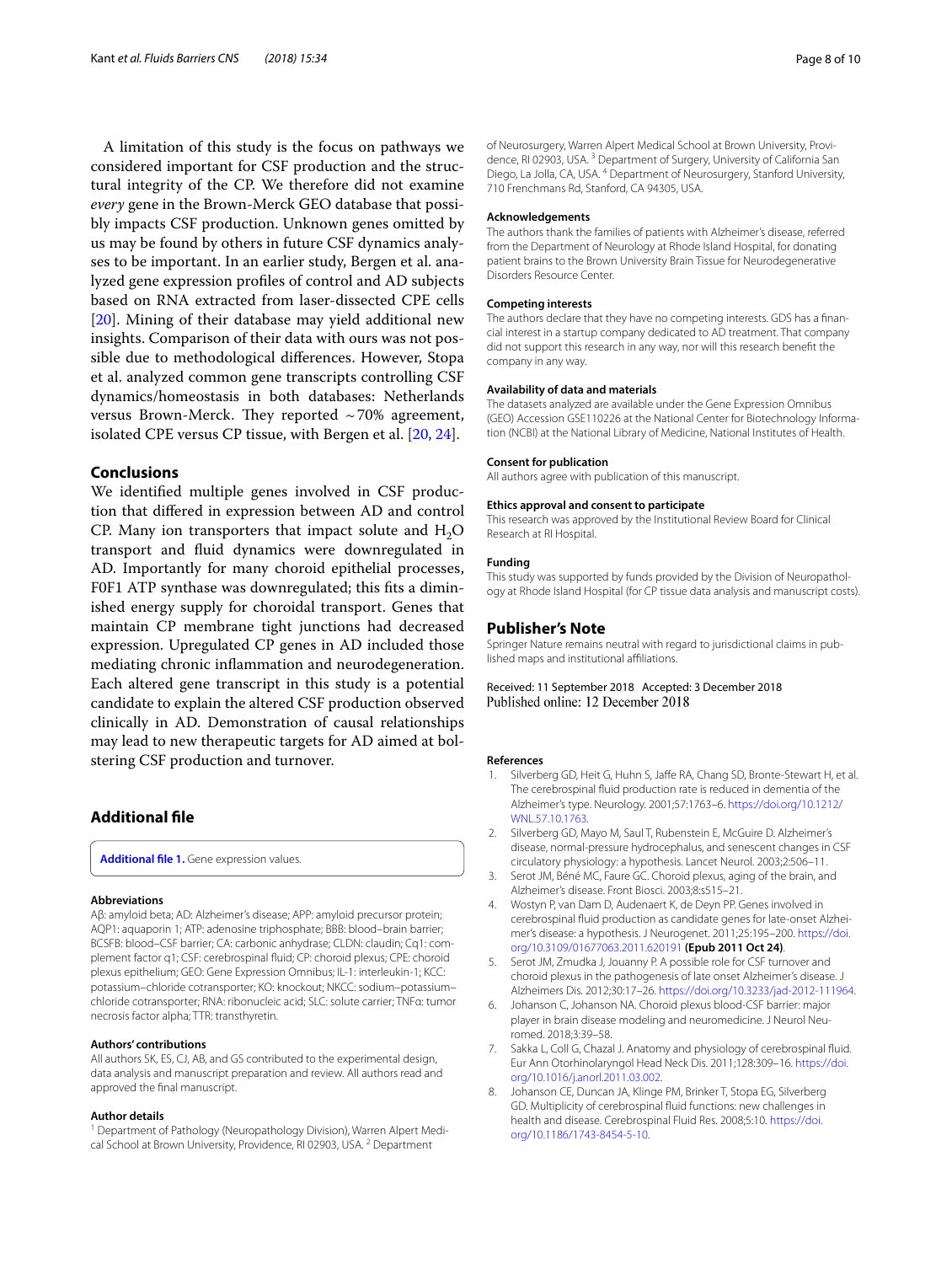A limitation of this study is the focus on pathways we considered important for CSF production and the structural integrity of the CP. We therefore did not examine *every* gene in the Brown-Merck GEO database that possibly impacts CSF production. Unknown genes omitted by us may be found by others in future CSF dynamics analyses to be important. In an earlier study, Bergen et al. analyzed gene expression profiles of control and AD subjects based on RNA extracted from laser-dissected CPE cells [20]. Mining of their database may yield additional new insights. Comparison of their data with ours was not possible due to methodological differences. However, Stopa et al. analyzed common gene transcripts controlling CSF dynamics/homeostasis in both databases: Netherlands versus Brown-Merck. They reported ~70% agreement, isolated CPE versus CP tissue, with Bergen et al. [20, 24].

## Conclusions

We identified multiple genes involved in CSF production that differed in expression between AD and control CP. Many ion transporters that impact solute and $H_2O$ transport and fluid dynamics were downregulated in AD. Importantly for many choroid epithelial processes, F0F1 ATP synthase was downregulated; this fits a diminished energy supply for choroidal transport. Genes that maintain CP membrane tight junctions had decreased expression. Upregulated CP genes in AD included those mediating chronic inflammation and neurodegeneration. Each altered gene transcript in this study is a potential candidate to explain the altered CSF production observed clinically in AD. Demonstration of causal relationships may lead to new therapeutic targets for AD aimed at bolstering CSF production and turnover.

## Additional file

**Additional file 1.** Gene expression values.

### Abbreviations

Aβ: amyloid beta; AD: Alzheimer's disease; APP: amyloid precursor protein; AQP1: aquaporin 1; ATP: adenosine triphosphate; BBB: blood–brain barrier; BCSFB: blood–CSF barrier; CA: carbonic anhydrase; CLDN: claudin; Cq1: complement factor q1; CSF: cerebrospinal fluid; CP: choroid plexus; CPE: choroid plexus epithelium; GEO: Gene Expression Omnibus; IL-1: interleukin-1; KCC: potassium–chloride cotransporter; KO: knockout; NKCC: sodium–potassium–chloride cotransporter; RNA: ribonucleic acid; SLC: solute carrier; TNFα: tumor necrosis factor alpha; TTR: transthyretin.

### Authors' contributions

All authors SK, ES, CJ, AB, and GS contributed to the experimental design, data analysis and manuscript preparation and review. All authors read and approved the final manuscript.

### Author details

[1] Department of Pathology (Neuropathology Division), Warren Alpert Medical School at Brown University, Providence, RI 02903, USA. [2] Department of Neurosurgery, Warren Alpert Medical School at Brown University, Providence, RI 02903, USA. [3] Department of Surgery, University of California San Diego, La Jolla, CA, USA. [4] Department of Neurosurgery, Stanford University, 710 Frenchmans Rd, Stanford, CA 94305, USA.

### Acknowledgements

The authors thank the families of patients with Alzheimer's disease, referred from the Department of Neurology at Rhode Island Hospital, for donating patient brains to the Brown University Brain Tissue for Neurodegenerative Disorders Resource Center.

### Competing interests

The authors declare that they have no competing interests. GDS has a financial interest in a startup company dedicated to AD treatment. That company did not support this research in any way, nor will this research benefit the company in any way.

### Availability of data and materials

The datasets analyzed are available under the Gene Expression Omnibus (GEO) Accession GSE110226 at the National Center for Biotechnology Information (NCBI) at the National Library of Medicine, National Institutes of Health.

### Consent for publication

All authors agree with publication of this manuscript.

### Ethics approval and consent to participate

This research was approved by the Institutional Review Board for Clinical Research at RI Hospital.

### Funding

This study was supported by funds provided by the Division of Neuropathology at Rhode Island Hospital (for CP tissue data analysis and manuscript costs).

## Publisher's Note

Springer Nature remains neutral with regard to jurisdictional claims in published maps and institutional affiliations.

Received: 11 September 2018 Accepted: 3 December 2018
Published online: 12 December 2018

### References

1. Silverberg GD, Heit G, Huhn S, Jaffe RA, Chang SD, Bronte-Stewart H, et al. The cerebrospinal fluid production rate is reduced in dementia of the Alzheimer's type. Neurology. 2001;57:1763–6. https://doi.org/10.1212/WNL.57.10.1763.
2. Silverberg GD, Mayo M, Saul T, Rubenstein E, McGuire D. Alzheimer's disease, normal-pressure hydrocephalus, and senescent changes in CSF circulatory physiology: a hypothesis. Lancet Neurol. 2003;2:506–11.
3. Serot JM, Béné MC, Faure GC. Choroid plexus, aging of the brain, and Alzheimer's disease. Front Biosci. 2003;8:s515–21.
4. Wostyn P, van Dam D, Audenaert K, de Deyn PP. Genes involved in cerebrospinal fluid production as candidate genes for late-onset Alzheimer's disease: a hypothesis. J Neurogenet. 2011;25:195–200. https://doi.org/10.3109/01677063.2011.620191 **(Epub 2011 Oct 24)**.
5. Serot JM, Zmudka J, Jouanny P. A possible role for CSF turnover and choroid plexus in the pathogenesis of late onset Alzheimer's disease. J Alzheimers Dis. 2012;30:17–26. https://doi.org/10.3233/jad-2012-111964.
6. Johanson C, Johanson NA. Choroid plexus blood-CSF barrier: major player in brain disease modeling and neuromedicine. J Neurol Neuromed. 2018;3:39–58.
7. Sakka L, Coll G, Chazal J. Anatomy and physiology of cerebrospinal fluid. Eur Ann Otorhinolaryngol Head Neck Dis. 2011;128:309–16. https://doi.org/10.1016/j.anorl.2011.03.002.
8. Johanson CE, Duncan JA, Klinge PM, Brinker T, Stopa EG, Silverberg GD. Multiplicity of cerebrospinal fluid functions: new challenges in health and disease. Cerebrospinal Fluid Res. 2008;5:10. https://doi.org/10.1186/1743-8454-5-10.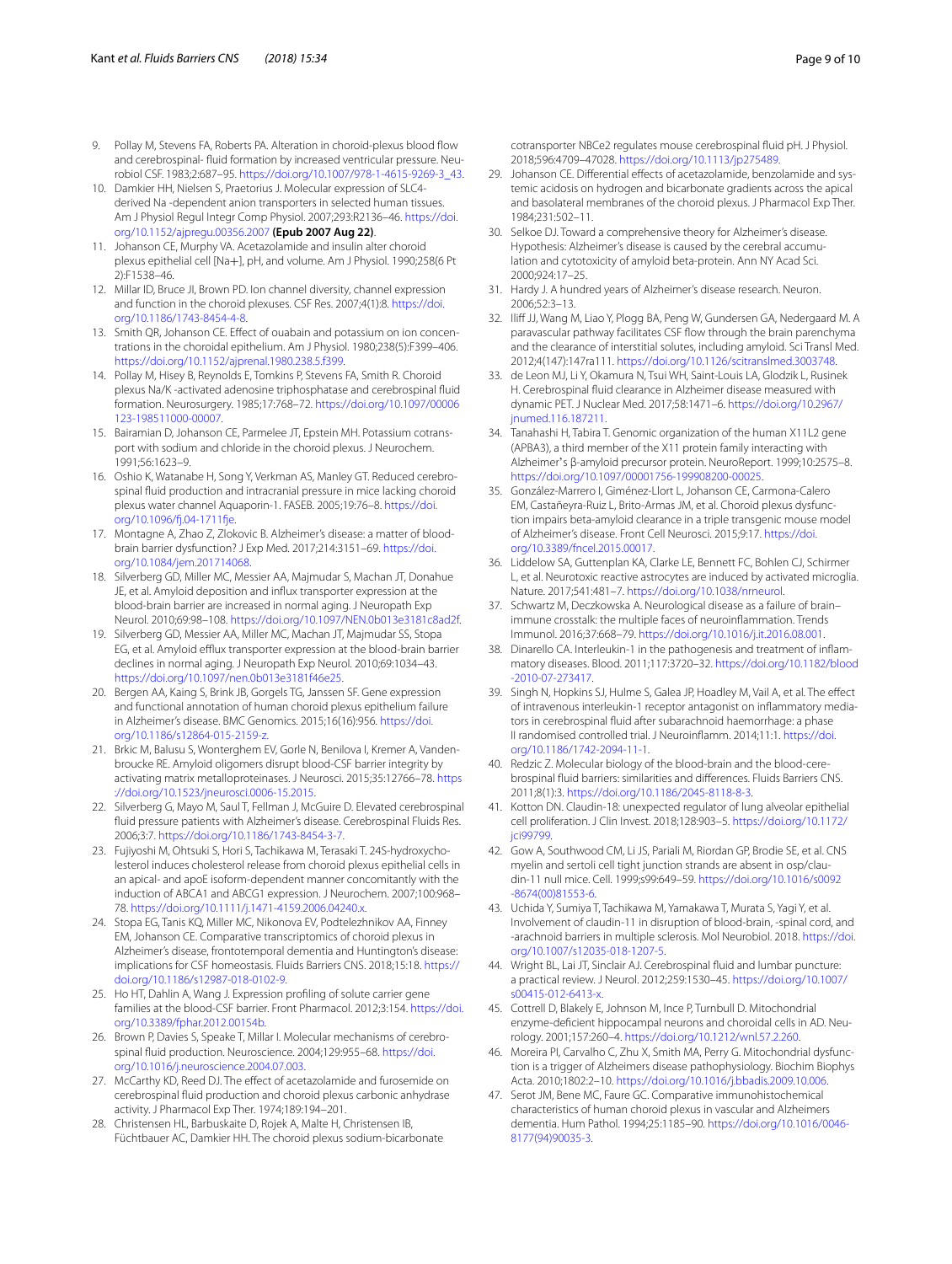9. Pollay M, Stevens FA, Roberts PA. Alteration in choroid-plexus blood flow and cerebrospinal- fluid formation by increased ventricular pressure. Neurobiol CSF. 1983;2:687–95. https://doi.org/10.1007/978-1-4615-9269-3_43.
10. Damkier HH, Nielsen S, Praetorius J. Molecular expression of SLC4-derived Na -dependent anion transporters in selected human tissues. Am J Physiol Regul Integr Comp Physiol. 2007;293:R2136–46. https://doi.org/10.1152/ajpregu.00356.2007 **(Epub 2007 Aug 22)**.
11. Johanson CE, Murphy VA. Acetazolamide and insulin alter choroid plexus epithelial cell [Na+], pH, and volume. Am J Physiol. 1990;258(6 Pt 2):F1538–46.
12. Millar ID, Bruce JI, Brown PD. Ion channel diversity, channel expression and function in the choroid plexuses. CSF Res. 2007;4(1):8. https://doi.org/10.1186/1743-8454-4-8.
13. Smith QR, Johanson CE. Effect of ouabain and potassium on ion concentrations in the choroidal epithelium. Am J Physiol. 1980;238(5):F399–406. https://doi.org/10.1152/ajprenal.1980.238.5.f399.
14. Pollay M, Hisey B, Reynolds E, Tomkins P, Stevens FA, Smith R. Choroid plexus Na/K -activated adenosine triphosphatase and cerebrospinal fluid formation. Neurosurgery. 1985;17:768–72. https://doi.org/10.1097/00006123-198511000-00007.
15. Bairamian D, Johanson CE, Parmelee JT, Epstein MH. Potassium cotransport with sodium and chloride in the choroid plexus. J Neurochem. 1991;56:1623–9.
16. Oshio K, Watanabe H, Song Y, Verkman AS, Manley GT. Reduced cerebrospinal fluid production and intracranial pressure in mice lacking choroid plexus water channel Aquaporin-1. FASEB. 2005;19:76–8. https://doi.org/10.1096/fj.04-1711fje.
17. Montagne A, Zhao Z, Zlokovic B. Alzheimer's disease: a matter of blood-brain barrier dysfunction? J Exp Med. 2017;214:3151–69. https://doi.org/10.1084/jem.201714068.
18. Silverberg GD, Miller MC, Messier AA, Majmudar S, Machan JT, Donahue JE, et al. Amyloid deposition and influx transporter expression at the blood-brain barrier are increased in normal aging. J Neuropath Exp Neurol. 2010;69:98–108. https://doi.org/10.1097/NEN.0b013e3181c8ad2f.
19. Silverberg GD, Messier AA, Miller MC, Machan JT, Majmudar SS, Stopa EG, et al. Amyloid efflux transporter expression at the blood-brain barrier declines in normal aging. J Neuropath Exp Neurol. 2010;69:1034–43. https://doi.org/10.1097/nen.0b013e3181f46e25.
20. Bergen AA, Kaing S, Brink JB, Gorgels TG, Janssen SF. Gene expression and functional annotation of human choroid plexus epithelium failure in Alzheimer's disease. BMC Genomics. 2015;16(16):956. https://doi.org/10.1186/s12864-015-2159-z.
21. Brkic M, Balusu S, Wonterghem EV, Gorle N, Benilova I, Kremer A, Vandenbroucke RE. Amyloid oligomers disrupt blood-CSF barrier integrity by activating matrix metalloproteinases. J Neurosci. 2015;35:12766–78. https://doi.org/10.1523/jneurosci.0006-15.2015.
22. Silverberg G, Mayo M, Saul T, Fellman J, McGuire D. Elevated cerebrospinal fluid pressure patients with Alzheimer's disease. Cerebrospinal Fluids Res. 2006;3:7. https://doi.org/10.1186/1743-8454-3-7.
23. Fujiyoshi M, Ohtsuki S, Hori S, Tachikawa M, Terasaki T. 24S-hydroxycholesterol induces cholesterol release from choroid plexus epithelial cells in an apical- and apoE isoform-dependent manner concomitantly with the induction of ABCA1 and ABCG1 expression. J Neurochem. 2007;100:968–78. https://doi.org/10.1111/j.1471-4159.2006.04240.x.
24. Stopa EG, Tanis KQ, Miller MC, Nikonova EV, Podtelezhnikov AA, Finney EM, Johanson CE. Comparative transcriptomics of choroid plexus in Alzheimer's disease, frontotemporal dementia and Huntington's disease: implications for CSF homeostasis. Fluids Barriers CNS. 2018;15:18. https://doi.org/10.1186/s12987-018-0102-9.
25. Ho HT, Dahlin A, Wang J. Expression profiling of solute carrier gene families at the blood-CSF barrier. Front Pharmacol. 2012;3:154. https://doi.org/10.3389/fphar.2012.00154b.
26. Brown P, Davies S, Speake T, Millar I. Molecular mechanisms of cerebrospinal fluid production. Neuroscience. 2004;129:955–68. https://doi.org/10.1016/j.neuroscience.2004.07.003.
27. McCarthy KD, Reed DJ. The effect of acetazolamide and furosemide on cerebrospinal fluid production and choroid plexus carbonic anhydrase activity. J Pharmacol Exp Ther. 1974;189:194–201.
28. Christensen HL, Barbuskaite D, Rojek A, Malte H, Christensen IB, Füchtbauer AC, Damkier HH. The choroid plexus sodium-bicarbonate cotransporter NBCe2 regulates mouse cerebrospinal fluid pH. J Physiol. 2018;596:4709–47028. https://doi.org/10.1113/jp275489.
29. Johanson CE. Differential effects of acetazolamide, benzolamide and systemic acidosis on hydrogen and bicarbonate gradients across the apical and basolateral membranes of the choroid plexus. J Pharmacol Exp Ther. 1984;231:502–11.
30. Selkoe DJ. Toward a comprehensive theory for Alzheimer's disease. Hypothesis: Alzheimer's disease is caused by the cerebral accumulation and cytotoxicity of amyloid beta-protein. Ann NY Acad Sci. 2000;924:17–25.
31. Hardy J. A hundred years of Alzheimer's disease research. Neuron. 2006;52:3–13.
32. Iliff JJ, Wang M, Liao Y, Plogg BA, Peng W, Gundersen GA, Nedergaard M. A paravascular pathway facilitates CSF flow through the brain parenchyma and the clearance of interstitial solutes, including amyloid. Sci Transl Med. 2012;4(147):147ra111. https://doi.org/10.1126/scitranslmed.3003748.
33. de Leon MJ, Li Y, Okamura N, Tsui WH, Saint-Louis LA, Glodzik L, Rusinek H. Cerebrospinal fluid clearance in Alzheimer disease measured with dynamic PET. J Nuclear Med. 2017;58:1471–6. https://doi.org/10.2967/jnumed.116.187211.
34. Tanahashi H, Tabira T. Genomic organization of the human X11L2 gene (APBA3), a third member of the X11 protein family interacting with Alzheimer's β-amyloid precursor protein. NeuroReport. 1999;10:2575–8. https://doi.org/10.1097/00001756-199908200-00025.
35. González-Marrero I, Giménez-Llort L, Johanson CE, Carmona-Calero EM, Castañeyra-Ruiz L, Brito-Armas JM, et al. Choroid plexus dysfunction impairs beta-amyloid clearance in a triple transgenic mouse model of Alzheimer's disease. Front Cell Neurosci. 2015;9:17. https://doi.org/10.3389/fncel.2015.00017.
36. Liddelow SA, Guttenplan KA, Clarke LE, Bennett FC, Bohlen CJ, Schirmer L, et al. Neurotoxic reactive astrocytes are induced by activated microglia. Nature. 2017;541:481–7. https://doi.org/10.1038/nrneurol.
37. Schwartz M, Deczkowska A. Neurological disease as a failure of brain–immune crosstalk: the multiple faces of neuroinflammation. Trends Immunol. 2016;37:668–79. https://doi.org/10.1016/j.it.2016.08.001.
38. Dinarello CA. Interleukin-1 in the pathogenesis and treatment of inflammatory diseases. Blood. 2011;117:3720–32. https://doi.org/10.1182/blood-2010-07-273417.
39. Singh N, Hopkins SJ, Hulme S, Galea JP, Hoadley M, Vail A, et al. The effect of intravenous interleukin-1 receptor antagonist on inflammatory mediators in cerebrospinal fluid after subarachnoid haemorrhage: a phase II randomised controlled trial. J Neuroinflamm. 2014;11:1. https://doi.org/10.1186/1742-2094-11-1.
40. Redzic Z. Molecular biology of the blood-brain and the blood-cerebrospinal fluid barriers: similarities and differences. Fluids Barriers CNS. 2011;8(1):3. https://doi.org/10.1186/2045-8118-8-3.
41. Kotton DN. Claudin-18: unexpected regulator of lung alveolar epithelial cell proliferation. J Clin Invest. 2018;128:903–5. https://doi.org/10.1172/jci99799.
42. Gow A, Southwood CM, Li JS, Pariali M, Riordan GP, Brodie SE, et al. CNS myelin and sertoli cell tight junction strands are absent in osp/claudin-11 null mice. Cell. 1999;s99:649–59. https://doi.org/10.1016/s0092-8674(00)81553-6.
43. Uchida Y, Sumiya T, Tachikawa M, Yamakawa T, Murata S, Yagi Y, et al. Involvement of claudin-11 in disruption of blood-brain, -spinal cord, and -arachnoid barriers in multiple sclerosis. Mol Neurobiol. 2018. https://doi.org/10.1007/s12035-018-1207-5.
44. Wright BL, Lai JT, Sinclair AJ. Cerebrospinal fluid and lumbar puncture: a practical review. J Neurol. 2012;259:1530–45. https://doi.org/10.1007/s00415-012-6413-x.
45. Cottrell D, Blakely E, Johnson M, Ince P, Turnbull D. Mitochondrial enzyme-deficient hippocampal neurons and choroidal cells in AD. Neurology. 2001;157:260–4. https://doi.org/10.1212/wnl.57.2.260.
46. Moreira PI, Carvalho C, Zhu X, Smith MA, Perry G. Mitochondrial dysfunction is a trigger of Alzheimers disease pathophysiology. Biochim Biophys Acta. 2010;1802:2–10. https://doi.org/10.1016/j.bbadis.2009.10.006.
47. Serot JM, Bene MC, Faure GC. Comparative immunohistochemical characteristics of human choroid plexus in vascular and Alzheimers dementia. Hum Pathol. 1994;25:1185–90. https://doi.org/10.1016/0046-8177(94)90035-3.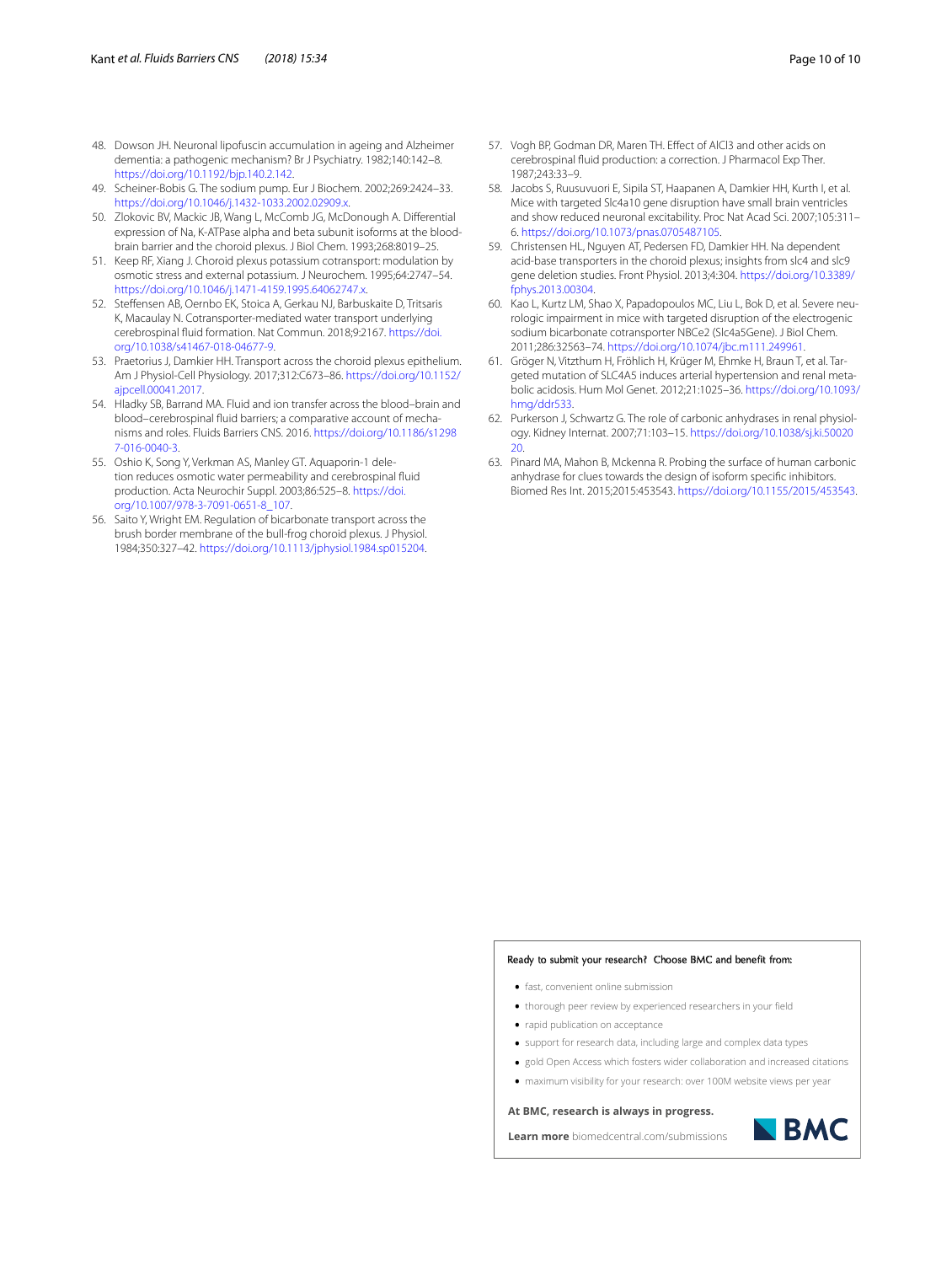48. Dowson JH. Neuronal lipofuscin accumulation in ageing and Alzheimer dementia: a pathogenic mechanism? Br J Psychiatry. 1982;140:142–8. https://doi.org/10.1192/bjp.140.2.142.
49. Scheiner-Bobis G. The sodium pump. Eur J Biochem. 2002;269:2424–33. https://doi.org/10.1046/j.1432-1033.2002.02909.x.
50. Zlokovic BV, Mackic JB, Wang L, McComb JG, McDonough A. Differential expression of Na, K-ATPase alpha and beta subunit isoforms at the blood-brain barrier and the choroid plexus. J Biol Chem. 1993;268:8019–25.
51. Keep RF, Xiang J. Choroid plexus potassium cotransport: modulation by osmotic stress and external potassium. J Neurochem. 1995;64:2747–54. https://doi.org/10.1046/j.1471-4159.1995.64062747.x.
52. Steffensen AB, Oernbo EK, Stoica A, Gerkau NJ, Barbuskaite D, Tritsaris K, Macaulay N. Cotransporter-mediated water transport underlying cerebrospinal fluid formation. Nat Commun. 2018;9:2167. https://doi.org/10.1038/s41467-018-04677-9.
53. Praetorius J, Damkier HH. Transport across the choroid plexus epithelium. Am J Physiol-Cell Physiology. 2017;312:C673–86. https://doi.org/10.1152/ajpcell.00041.2017.
54. Hladky SB, Barrand MA. Fluid and ion transfer across the blood–brain and blood–cerebrospinal fluid barriers; a comparative account of mechanisms and roles. Fluids Barriers CNS. 2016. https://doi.org/10.1186/s12987-016-0040-3.
55. Oshio K, Song Y, Verkman AS, Manley GT. Aquaporin-1 deletion reduces osmotic water permeability and cerebrospinal fluid production. Acta Neurochir Suppl. 2003;86:525–8. https://doi.org/10.1007/978-3-7091-0651-8_107.
56. Saito Y, Wright EM. Regulation of bicarbonate transport across the brush border membrane of the bull-frog choroid plexus. J Physiol. 1984;350:327–42. https://doi.org/10.1113/jphysiol.1984.sp015204.
57. Vogh BP, Godman DR, Maren TH. Effect of AlCl3 and other acids on cerebrospinal fluid production: a correction. J Pharmacol Exp Ther. 1987;243:33–9.
58. Jacobs S, Ruusuvuori E, Sipila ST, Haapanen A, Damkier HH, Kurth I, et al. Mice with targeted Slc4a10 gene disruption have small brain ventricles and show reduced neuronal excitability. Proc Nat Acad Sci. 2007;105:311–6. https://doi.org/10.1073/pnas.0705487105.
59. Christensen HL, Nguyen AT, Pedersen FD, Damkier HH. Na dependent acid-base transporters in the choroid plexus; insights from slc4 and slc9 gene deletion studies. Front Physiol. 2013;4:304. https://doi.org/10.3389/fphys.2013.00304.
60. Kao L, Kurtz LM, Shao X, Papadopoulos MC, Liu L, Bok D, et al. Severe neurologic impairment in mice with targeted disruption of the electrogenic sodium bicarbonate cotransporter NBCe2 (Slc4a5Gene). J Biol Chem. 2011;286:32563–74. https://doi.org/10.1074/jbc.m111.249961.
61. Gröger N, Vitzthum H, Fröhlich H, Krüger M, Ehmke H, Braun T, et al. Targeted mutation of SLC4A5 induces arterial hypertension and renal metabolic acidosis. Hum Mol Genet. 2012;21:1025–36. https://doi.org/10.1093/hmg/ddr533.
62. Purkerson J, Schwartz G. The role of carbonic anhydrases in renal physiology. Kidney Internat. 2007;71:103–15. https://doi.org/10.1038/sj.ki.5002020.
63. Pinard MA, Mahon B, Mckenna R. Probing the surface of human carbonic anhydrase for clues towards the design of isoform specific inhibitors. Biomed Res Int. 2015;2015:453543. https://doi.org/10.1155/2015/453543.

Ready to submit your research? Choose BMC and benefit from:

- fast, convenient online submission
- thorough peer review by experienced researchers in your field
- rapid publication on acceptance
- support for research data, including large and complex data types
- gold Open Access which fosters wider collaboration and increased citations
- maximum visibility for your research: over 100M website views per year

**At BMC, research is always in progress.**

**Learn more** biomedcentral.com/submissions

BMC